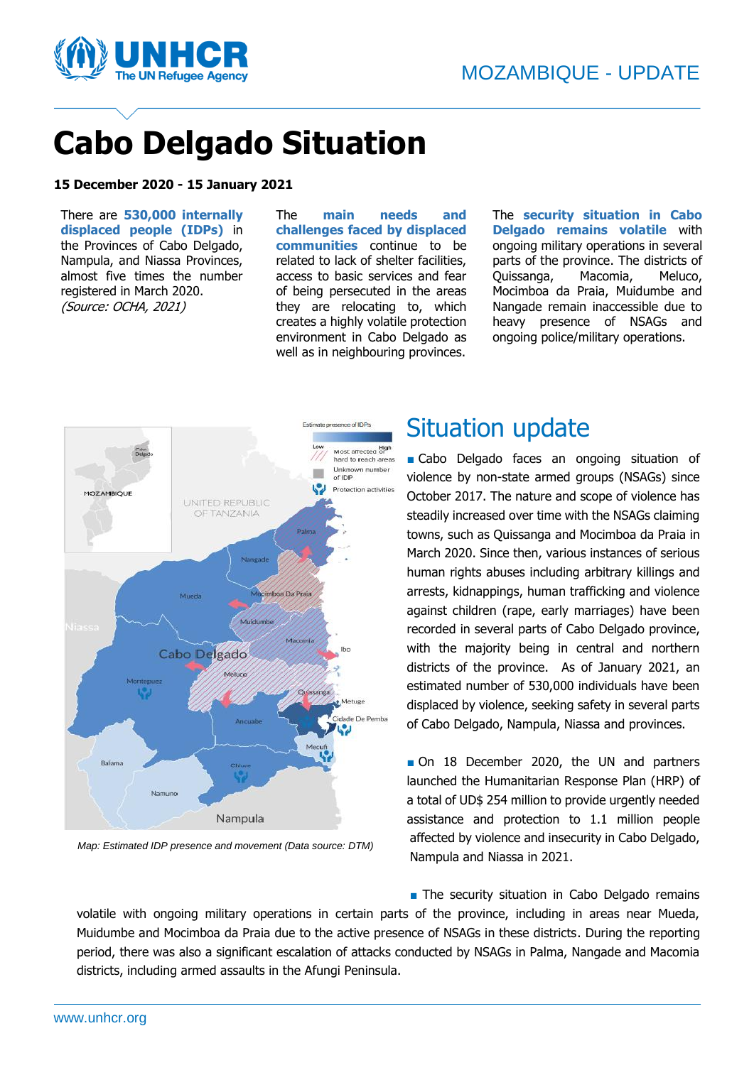MOZAMBIQUE - UPDATE

# Cabo Delgado Situation

**15 December 2020 - 15 January 2021**

There are **530,000 internally displaced people (IDPs)** in the Provinces of Cabo Delgado, Nampula, and Niassa Provinces, almost five times the number registered in March 2020. *(Source: OCHA, 2021)*

The **main needs and challenges faced by displaced communities** continue to be related to lack of shelter facilities, access to basic services and fear of being persecuted in the areas they are relocating to, which creates a highly volatile protection environment in Cabo Delgado as well as in neighbouring provinces.

The **security situation in Cabo Delgado remains volatile** with ongoing military operations in several parts of the province. The districts of Quissanga, Macomia, Meluco, Mocimboa da Praia, Muidumbe and Nangade remain inaccessible due to heavy presence of NSAGs and ongoing police/military operations.

*Map: Estimated IDP presence and movement (Data source: DTM)*

## Situation update

- Cabo Delgado faces an ongoing situation of violence by non-state armed groups (NSAGs) since October 2017. The nature and scope of violence has steadily increased over time with the NSAGs claiming towns, such as Quissanga and Mocimboa da Praia in March 2020. Since then, various instances of serious human rights abuses including arbitrary killings and arrests, kidnappings, human trafficking and violence against children (rape, early marriages) have been recorded in several parts of Cabo Delgado province, with the majority being in central and northern districts of the province. As of January 2021, an estimated number of 530,000 individuals have been displaced by violence, seeking safety in several parts of Cabo Delgado, Nampula, Niassa and provinces.

- On 18 December 2020, the UN and partners launched the Humanitarian Response Plan (HRP) of a total of UD$ 254 million to provide urgently needed assistance and protection to 1.1 million people affected by violence and insecurity in Cabo Delgado, Nampula and Niassa in 2021.

- The security situation in Cabo Delgado remains volatile with ongoing military operations in certain parts of the province, including in areas near Mueda, Muidumbe and Mocimboa da Praia due to the active presence of NSAGs in these districts. During the reporting period, there was also a significant escalation of attacks conducted by NSAGs in Palma, Nangade and Macomia districts, including armed assaults in the Afungi Peninsula.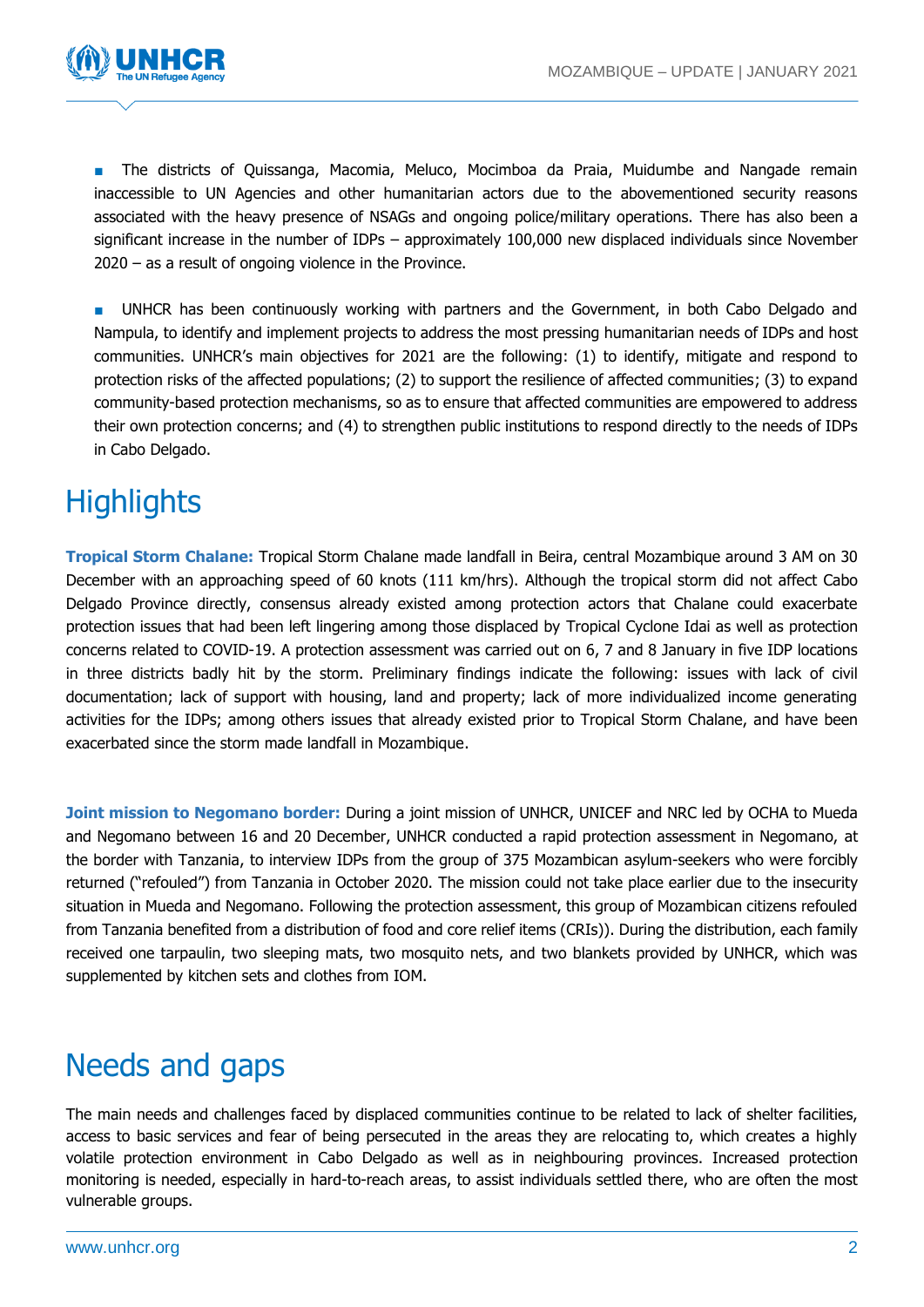- The districts of Quissanga, Macomia, Meluco, Mocimboa da Praia, Muidumbe and Nangade remain inaccessible to UN Agencies and other humanitarian actors due to the abovementioned security reasons associated with the heavy presence of NSAGs and ongoing police/military operations. There has also been a significant increase in the number of IDPs – approximately 100,000 new displaced individuals since November 2020 – as a result of ongoing violence in the Province.

- UNHCR has been continuously working with partners and the Government, in both Cabo Delgado and Nampula, to identify and implement projects to address the most pressing humanitarian needs of IDPs and host communities. UNHCR's main objectives for 2021 are the following: (1) to identify, mitigate and respond to protection risks of the affected populations; (2) to support the resilience of affected communities; (3) to expand community-based protection mechanisms, so as to ensure that affected communities are empowered to address their own protection concerns; and (4) to strengthen public institutions to respond directly to the needs of IDPs in Cabo Delgado.

# Highlights

**Tropical Storm Chalane:** Tropical Storm Chalane made landfall in Beira, central Mozambique around 3 AM on 30 December with an approaching speed of 60 knots (111 km/hrs). Although the tropical storm did not affect Cabo Delgado Province directly, consensus already existed among protection actors that Chalane could exacerbate protection issues that had been left lingering among those displaced by Tropical Cyclone Idai as well as protection concerns related to COVID-19. A protection assessment was carried out on 6, 7 and 8 January in five IDP locations in three districts badly hit by the storm. Preliminary findings indicate the following: issues with lack of civil documentation; lack of support with housing, land and property; lack of more individualized income generating activities for the IDPs; among others issues that already existed prior to Tropical Storm Chalane, and have been exacerbated since the storm made landfall in Mozambique.

**Joint mission to Negomano border:** During a joint mission of UNHCR, UNICEF and NRC led by OCHA to Mueda and Negomano between 16 and 20 December, UNHCR conducted a rapid protection assessment in Negomano, at the border with Tanzania, to interview IDPs from the group of 375 Mozambican asylum-seekers who were forcibly returned ("refouled") from Tanzania in October 2020. The mission could not take place earlier due to the insecurity situation in Mueda and Negomano. Following the protection assessment, this group of Mozambican citizens refouled from Tanzania benefited from a distribution of food and core relief items (CRIs)). During the distribution, each family received one tarpaulin, two sleeping mats, two mosquito nets, and two blankets provided by UNHCR, which was supplemented by kitchen sets and clothes from IOM.

# Needs and gaps

The main needs and challenges faced by displaced communities continue to be related to lack of shelter facilities, access to basic services and fear of being persecuted in the areas they are relocating to, which creates a highly volatile protection environment in Cabo Delgado as well as in neighbouring provinces. Increased protection monitoring is needed, especially in hard-to-reach areas, to assist individuals settled there, who are often the most vulnerable groups.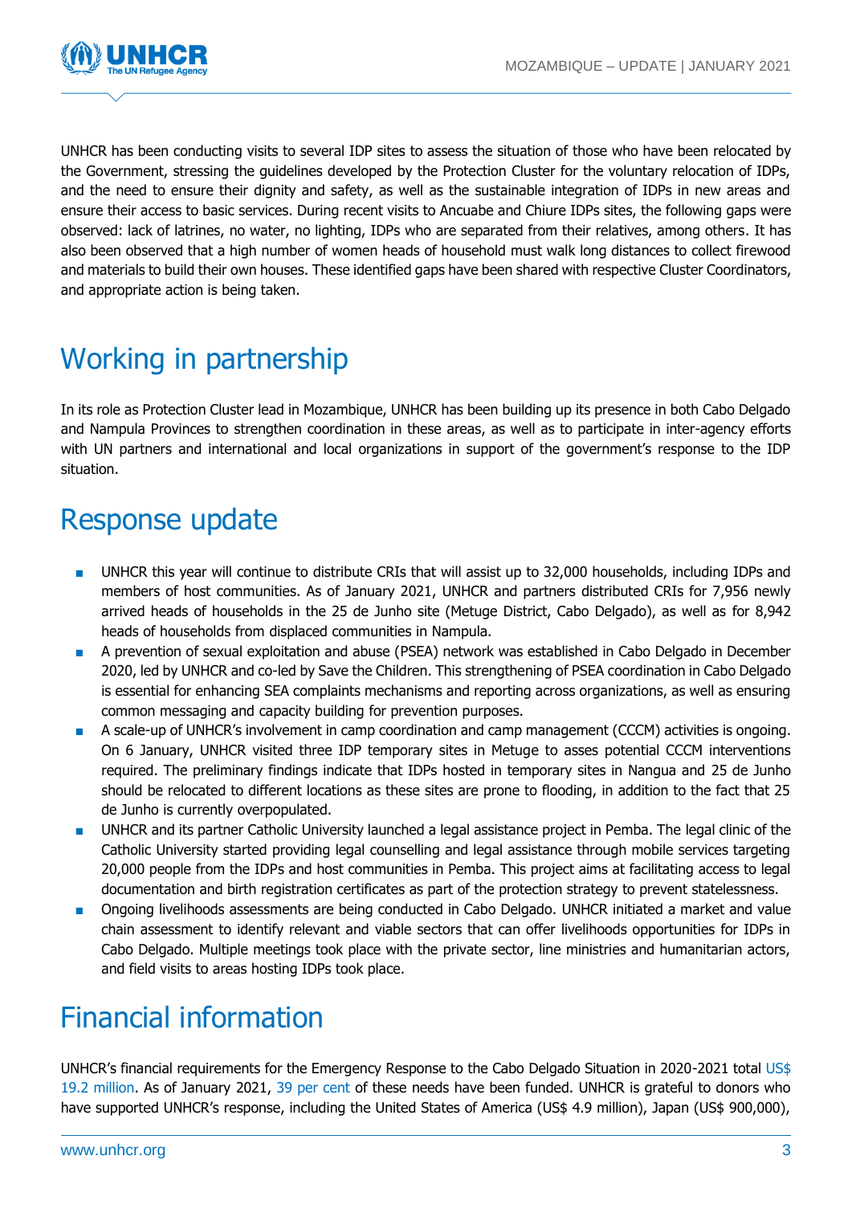UNHCR has been conducting visits to several IDP sites to assess the situation of those who have been relocated by the Government, stressing the guidelines developed by the Protection Cluster for the voluntary relocation of IDPs, and the need to ensure their dignity and safety, as well as the sustainable integration of IDPs in new areas and ensure their access to basic services. During recent visits to Ancuabe and Chiure IDPs sites, the following gaps were observed: lack of latrines, no water, no lighting, IDPs who are separated from their relatives, among others. It has also been observed that a high number of women heads of household must walk long distances to collect firewood and materials to build their own houses. These identified gaps have been shared with respective Cluster Coordinators, and appropriate action is being taken.

# Working in partnership

In its role as Protection Cluster lead in Mozambique, UNHCR has been building up its presence in both Cabo Delgado and Nampula Provinces to strengthen coordination in these areas, as well as to participate in inter-agency efforts with UN partners and international and local organizations in support of the government's response to the IDP situation.

# Response update

- UNHCR this year will continue to distribute CRIs that will assist up to 32,000 households, including IDPs and members of host communities. As of January 2021, UNHCR and partners distributed CRIs for 7,956 newly arrived heads of households in the 25 de Junho site (Metuge District, Cabo Delgado), as well as for 8,942 heads of households from displaced communities in Nampula.
- A prevention of sexual exploitation and abuse (PSEA) network was established in Cabo Delgado in December 2020, led by UNHCR and co-led by Save the Children. This strengthening of PSEA coordination in Cabo Delgado is essential for enhancing SEA complaints mechanisms and reporting across organizations, as well as ensuring common messaging and capacity building for prevention purposes.
- A scale-up of UNHCR's involvement in camp coordination and camp management (CCCM) activities is ongoing. On 6 January, UNHCR visited three IDP temporary sites in Metuge to asses potential CCCM interventions required. The preliminary findings indicate that IDPs hosted in temporary sites in Nangua and 25 de Junho should be relocated to different locations as these sites are prone to flooding, in addition to the fact that 25 de Junho is currently overpopulated.
- UNHCR and its partner Catholic University launched a legal assistance project in Pemba. The legal clinic of the Catholic University started providing legal counselling and legal assistance through mobile services targeting 20,000 people from the IDPs and host communities in Pemba. This project aims at facilitating access to legal documentation and birth registration certificates as part of the protection strategy to prevent statelessness.
- Ongoing livelihoods assessments are being conducted in Cabo Delgado. UNHCR initiated a market and value chain assessment to identify relevant and viable sectors that can offer livelihoods opportunities for IDPs in Cabo Delgado. Multiple meetings took place with the private sector, line ministries and humanitarian actors, and field visits to areas hosting IDPs took place.

# Financial information

UNHCR's financial requirements for the Emergency Response to the Cabo Delgado Situation in 2020-2021 total US$ 19.2 million. As of January 2021, 39 per cent of these needs have been funded. UNHCR is grateful to donors who have supported UNHCR's response, including the United States of America (US$ 4.9 million), Japan (US$ 900,000),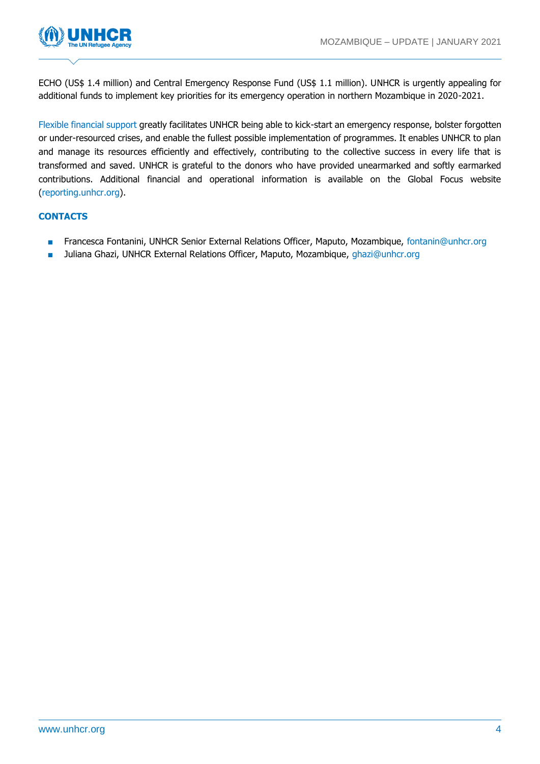ECHO (US$ 1.4 million) and Central Emergency Response Fund (US$ 1.1 million). UNHCR is urgently appealing for additional funds to implement key priorities for its emergency operation in northern Mozambique in 2020-2021.

Flexible financial support greatly facilitates UNHCR being able to kick-start an emergency response, bolster forgotten or under-resourced crises, and enable the fullest possible implementation of programmes. It enables UNHCR to plan and manage its resources efficiently and effectively, contributing to the collective success in every life that is transformed and saved. UNHCR is grateful to the donors who have provided unearmarked and softly earmarked contributions. Additional financial and operational information is available on the Global Focus website (reporting.unhcr.org).

## CONTACTS

- Francesca Fontanini, UNHCR Senior External Relations Officer, Maputo, Mozambique, fontanin@unhcr.org
- Juliana Ghazi, UNHCR External Relations Officer, Maputo, Mozambique, ghazi@unhcr.org